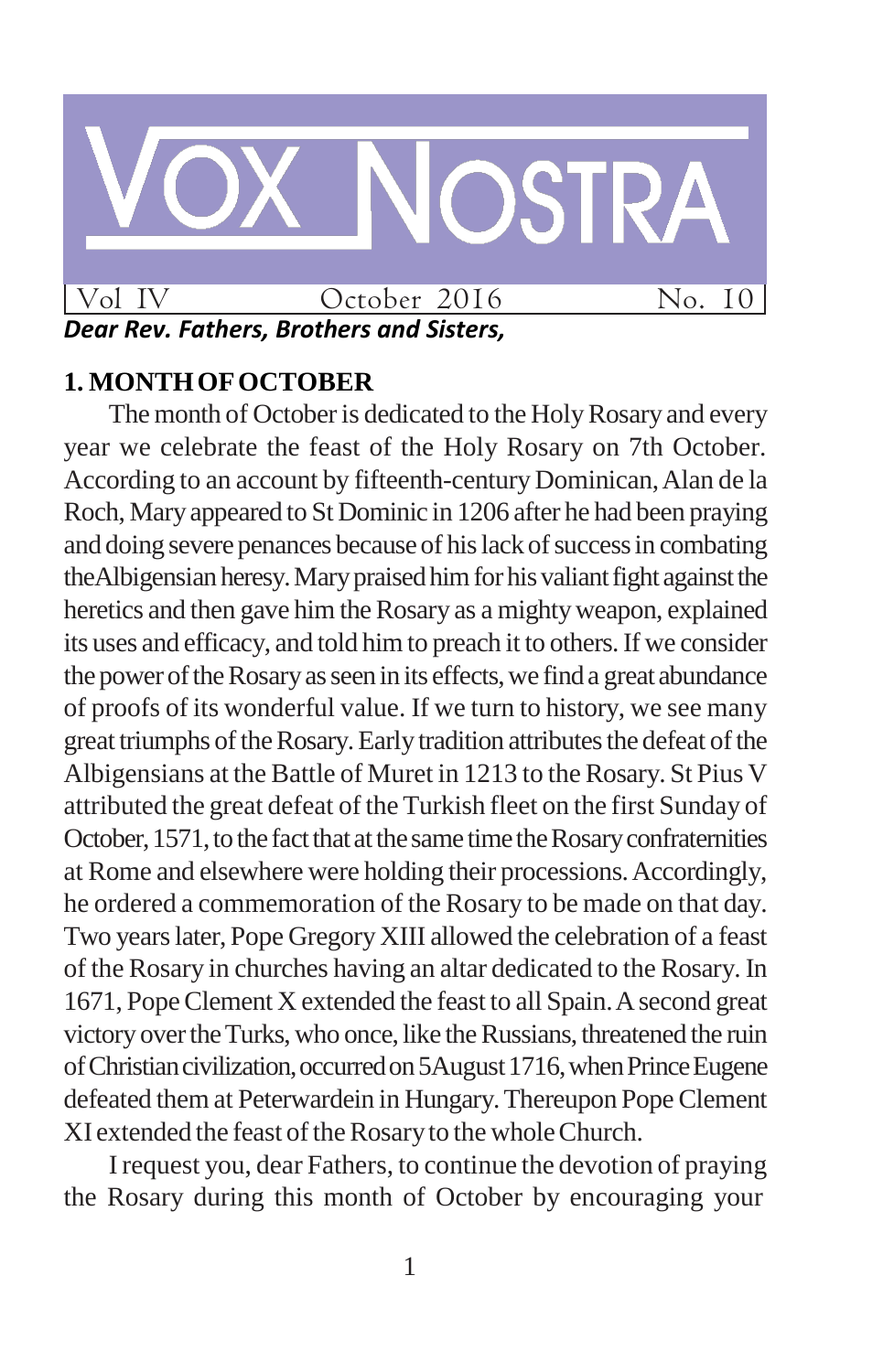# VOX NOSTRA

Vol IV October 2016 No. 10

***Dear Rev. Fathers, Brothers and Sisters,***

## 1. MONTH OF OCTOBER

The month of October is dedicated to the Holy Rosary and every year we celebrate the feast of the Holy Rosary on 7th October. According to an account by fifteenth-century Dominican, Alan de la Roch, Mary appeared to St Dominic in 1206 after he had been praying and doing severe penances because of his lack of success in combating the Albigensian heresy. Mary praised him for his valiant fight against the heretics and then gave him the Rosary as a mighty weapon, explained its uses and efficacy, and told him to preach it to others. If we consider the power of the Rosary as seen in its effects, we find a great abundance of proofs of its wonderful value. If we turn to history, we see many great triumphs of the Rosary. Early tradition attributes the defeat of the Albigensians at the Battle of Muret in 1213 to the Rosary. St Pius V attributed the great defeat of the Turkish fleet on the first Sunday of October, 1571, to the fact that at the same time the Rosary confraternities at Rome and elsewhere were holding their processions. Accordingly, he ordered a commemoration of the Rosary to be made on that day. Two years later, Pope Gregory XIII allowed the celebration of a feast of the Rosary in churches having an altar dedicated to the Rosary. In 1671, Pope Clement X extended the feast to all Spain. A second great victory over the Turks, who once, like the Russians, threatened the ruin of Christian civilization, occurred on 5 August 1716, when Prince Eugene defeated them at Peterwardein in Hungary. Thereupon Pope Clement XI extended the feast of the Rosary to the whole Church.

I request you, dear Fathers, to continue the devotion of praying the Rosary during this month of October by encouraging your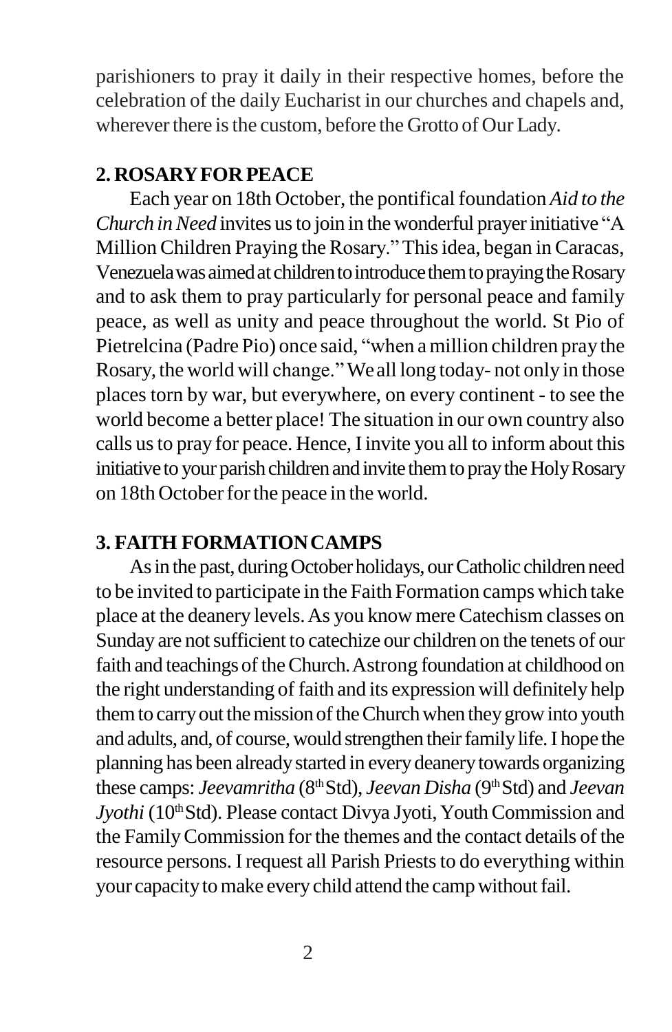parishioners to pray it daily in their respective homes, before the celebration of the daily Eucharist in our churches and chapels and, wherever there is the custom, before the Grotto of Our Lady.

## 2. ROSARY FOR PEACE

Each year on 18th October, the pontifical foundation *Aid to the Church in Need* invites us to join in the wonderful prayer initiative "A Million Children Praying the Rosary." This idea, began in Caracas, Venezuela was aimed at children to introduce them to praying the Rosary and to ask them to pray particularly for personal peace and family peace, as well as unity and peace throughout the world. St Pio of Pietrelcina (Padre Pio) once said, "when a million children pray the Rosary, the world will change." We all long today- not only in those places torn by war, but everywhere, on every continent - to see the world become a better place! The situation in our own country also calls us to pray for peace. Hence, I invite you all to inform about this initiative to your parish children and invite them to pray the Holy Rosary on 18th October for the peace in the world.

## 3. FAITH FORMATION CAMPS

As in the past, during October holidays, our Catholic children need to be invited to participate in the Faith Formation camps which take place at the deanery levels. As you know mere Catechism classes on Sunday are not sufficient to catechize our children on the tenets of our faith and teachings of the Church. A strong foundation at childhood on the right understanding of faith and its expression will definitely help them to carry out the mission of the Church when they grow into youth and adults, and, of course, would strengthen their family life. I hope the planning has been already started in every deanery towards organizing these camps: *Jeevamritha* (8th Std), *Jeevan Disha* (9th Std) and *Jeevan Jyothi* (10th Std). Please contact Divya Jyoti, Youth Commission and the Family Commission for the themes and the contact details of the resource persons. I request all Parish Priests to do everything within your capacity to make every child attend the camp without fail.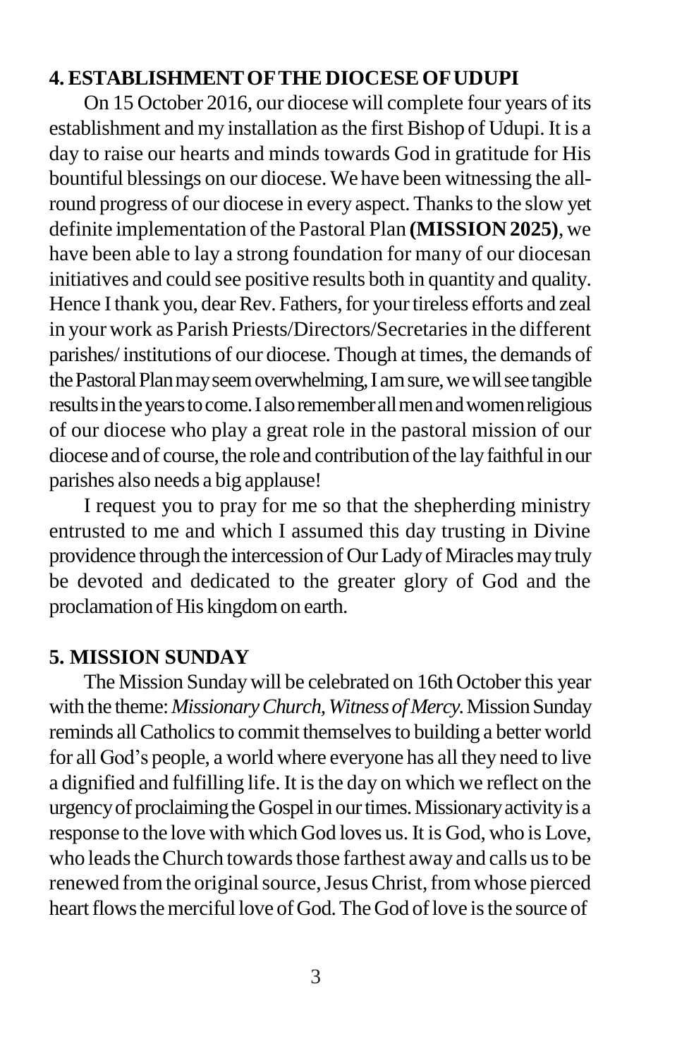## 4. ESTABLISHMENT OF THE DIOCESE OF UDUPI

On 15 October 2016, our diocese will complete four years of its establishment and my installation as the first Bishop of Udupi. It is a day to raise our hearts and minds towards God in gratitude for His bountiful blessings on our diocese. We have been witnessing the all-round progress of our diocese in every aspect. Thanks to the slow yet definite implementation of the Pastoral Plan **(MISSION 2025)**, we have been able to lay a strong foundation for many of our diocesan initiatives and could see positive results both in quantity and quality. Hence I thank you, dear Rev. Fathers, for your tireless efforts and zeal in your work as Parish Priests/Directors/Secretaries in the different parishes/ institutions of our diocese. Though at times, the demands of the Pastoral Plan may seem overwhelming, I am sure, we will see tangible results in the years to come. I also remember all men and women religious of our diocese who play a great role in the pastoral mission of our diocese and of course, the role and contribution of the lay faithful in our parishes also needs a big applause!

I request you to pray for me so that the shepherding ministry entrusted to me and which I assumed this day trusting in Divine providence through the intercession of Our Lady of Miracles may truly be devoted and dedicated to the greater glory of God and the proclamation of His kingdom on earth.

## 5. MISSION SUNDAY

The Mission Sunday will be celebrated on 16th October this year with the theme: *Missionary Church, Witness of Mercy.* Mission Sunday reminds all Catholics to commit themselves to building a better world for all God's people, a world where everyone has all they need to live a dignified and fulfilling life. It is the day on which we reflect on the urgency of proclaiming the Gospel in our times. Missionary activity is a response to the love with which God loves us. It is God, who is Love, who leads the Church towards those farthest away and calls us to be renewed from the original source, Jesus Christ, from whose pierced heart flows the merciful love of God. The God of love is the source of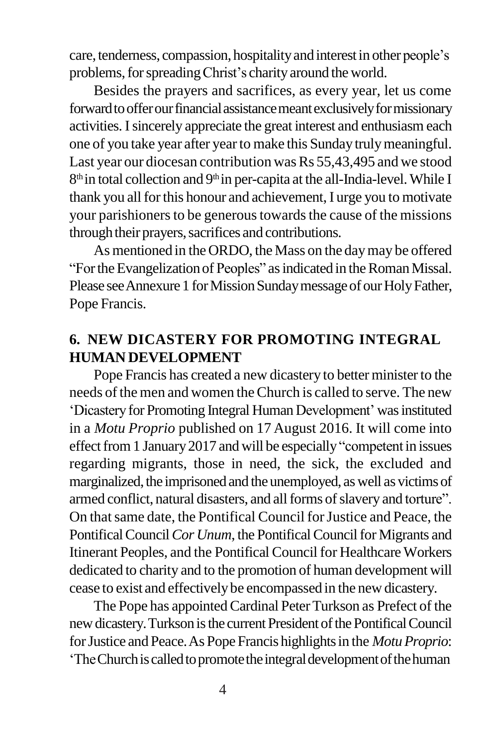care, tenderness, compassion, hospitality and interest in other people's problems, for spreading Christ's charity around the world.

Besides the prayers and sacrifices, as every year, let us come forward to offer our financial assistance meant exclusively for missionary activities. I sincerely appreciate the great interest and enthusiasm each one of you take year after year to make this Sunday truly meaningful. Last year our diocesan contribution was Rs 55,43,495 and we stood 8th in total collection and 9th in per-capita at the all-India-level. While I thank you all for this honour and achievement, I urge you to motivate your parishioners to be generous towards the cause of the missions through their prayers, sacrifices and contributions.

As mentioned in the ORDO, the Mass on the day may be offered "For the Evangelization of Peoples" as indicated in the Roman Missal. Please see Annexure 1 for Mission Sunday message of our Holy Father, Pope Francis.

## 6. NEW DICASTERY FOR PROMOTING INTEGRAL HUMAN DEVELOPMENT

Pope Francis has created a new dicastery to better minister to the needs of the men and women the Church is called to serve. The new 'Dicastery for Promoting Integral Human Development' was instituted in a *Motu Proprio* published on 17 August 2016. It will come into effect from 1 January 2017 and will be especially "competent in issues regarding migrants, those in need, the sick, the excluded and marginalized, the imprisoned and the unemployed, as well as victims of armed conflict, natural disasters, and all forms of slavery and torture". On that same date, the Pontifical Council for Justice and Peace, the Pontifical Council *Cor Unum*, the Pontifical Council for Migrants and Itinerant Peoples, and the Pontifical Council for Healthcare Workers dedicated to charity and to the promotion of human development will cease to exist and effectively be encompassed in the new dicastery.

The Pope has appointed Cardinal Peter Turkson as Prefect of the new dicastery. Turkson is the current President of the Pontifical Council for Justice and Peace. As Pope Francis highlights in the *Motu Proprio*: 'The Church is called to promote the integral development of the human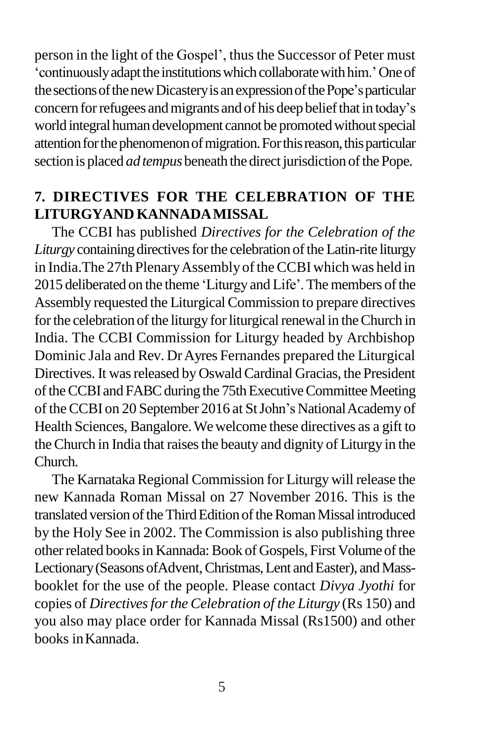person in the light of the Gospel', thus the Successor of Peter must 'continuously adapt the institutions which collaborate with him.' One of the sections of the new Dicastery is an expression of the Pope's particular concern for refugees and migrants and of his deep belief that in today's world integral human development cannot be promoted without special attention for the phenomenon of migration. For this reason, this particular section is placed *ad tempus* beneath the direct jurisdiction of the Pope.

## 7. DIRECTIVES FOR THE CELEBRATION OF THE LITURGYAND KANNADA MISSAL

The CCBI has published *Directives for the Celebration of the Liturgy* containing directives for the celebration of the Latin-rite liturgy in India.The 27th Plenary Assembly of the CCBI which was held in 2015 deliberated on the theme 'Liturgy and Life'. The members of the Assembly requested the Liturgical Commission to prepare directives for the celebration of the liturgy for liturgical renewal in the Church in India. The CCBI Commission for Liturgy headed by Archbishop Dominic Jala and Rev. Dr Ayres Fernandes prepared the Liturgical Directives. It was released by Oswald Cardinal Gracias, the President of the CCBI and FABC during the 75th Executive Committee Meeting of the CCBI on 20 September 2016 at St John's National Academy of Health Sciences, Bangalore. We welcome these directives as a gift to the Church in India that raises the beauty and dignity of Liturgy in the Church.

The Karnataka Regional Commission for Liturgy will release the new Kannada Roman Missal on 27 November 2016. This is the translated version of the Third Edition of the Roman Missal introduced by the Holy See in 2002. The Commission is also publishing three other related books in Kannada: Book of Gospels, First Volume of the Lectionary (Seasons ofAdvent, Christmas, Lent and Easter), and Mass-booklet for the use of the people. Please contact *Divya Jyothi* for copies of *Directives for the Celebration of the Liturgy* (Rs 150) and you also may place order for Kannada Missal (Rs1500) and other books in Kannada.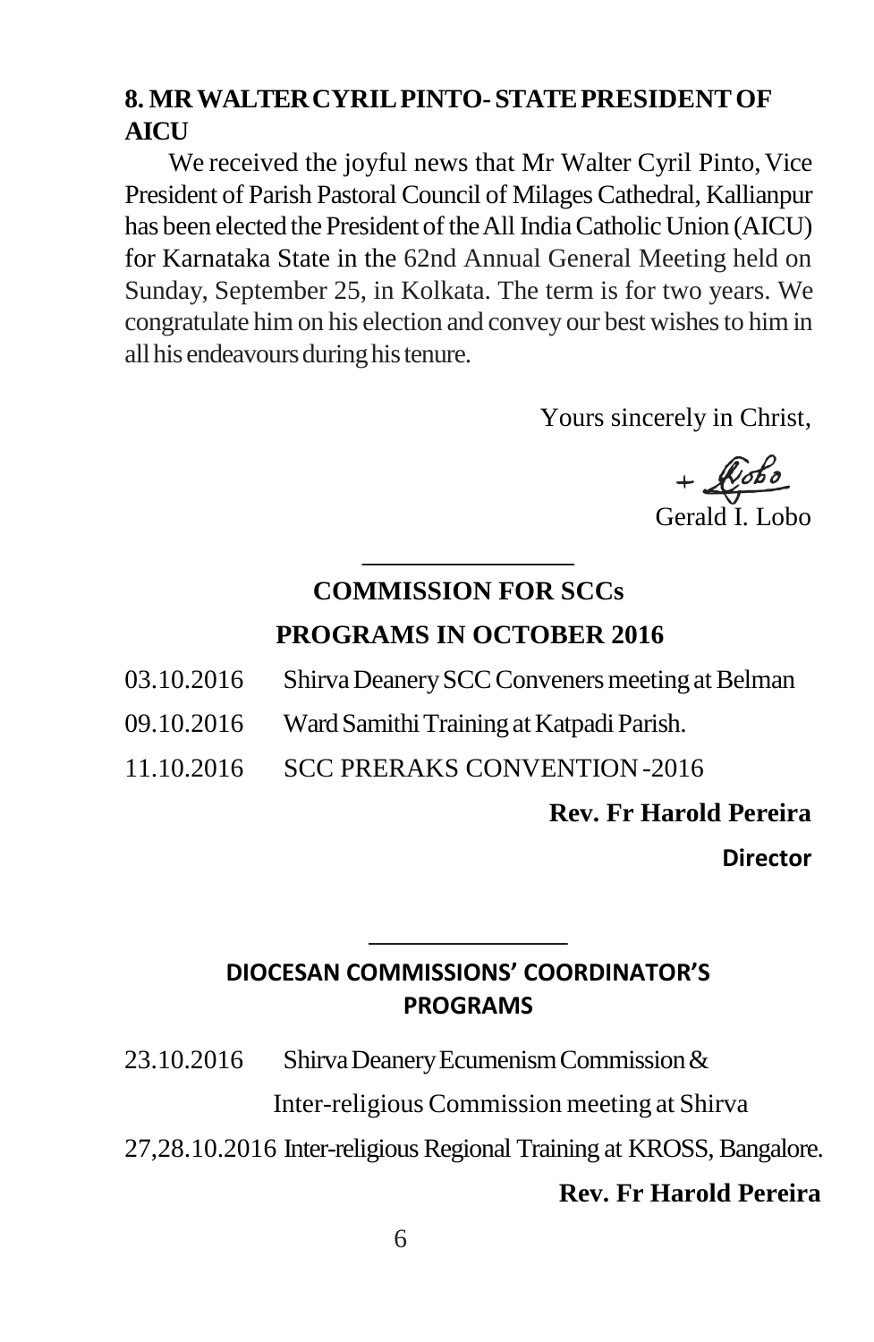## 8. MR WALTER CYRIL PINTO- STATE PRESIDENT OF AICU

We received the joyful news that Mr Walter Cyril Pinto, Vice President of Parish Pastoral Council of Milages Cathedral, Kallianpur has been elected the President of the All India Catholic Union (AICU) for Karnataka State in the 62nd Annual General Meeting held on Sunday, September 25, in Kolkata. The term is for two years. We congratulate him on his election and convey our best wishes to him in all his endeavours during his tenure.

Yours sincerely in Christ,

+ Lobo

Gerald I. Lobo

---

## COMMISSION FOR SCCs

### PROGRAMS IN OCTOBER 2016

03.10.2016 Shirva Deanery SCC Conveners meeting at Belman

09.10.2016 Ward Samithi Training at Katpadi Parish.

11.10.2016 SCC PRERAKS CONVENTION -2016

**Rev. Fr Harold Pereira**

**Director**

---

## DIOCESAN COMMISSIONS' COORDINATOR'S PROGRAMS

23.10.2016 Shirva Deanery Ecumenism Commission & Inter-religious Commission meeting at Shirva

27,28.10.2016 Inter-religious Regional Training at KROSS, Bangalore.

**Rev. Fr Harold Pereira**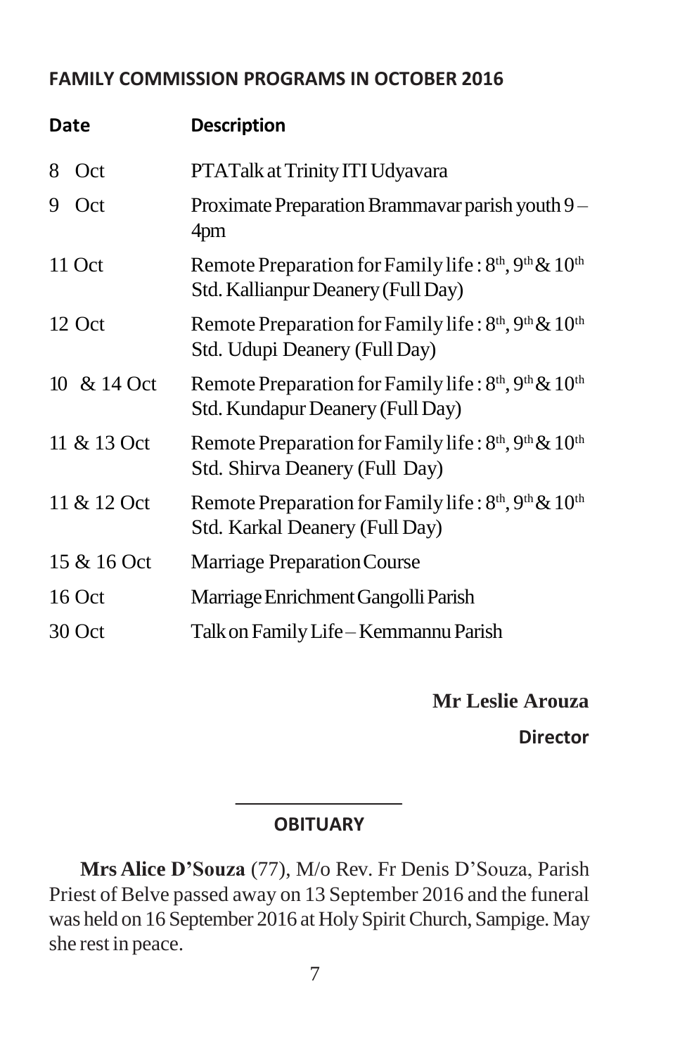## FAMILY COMMISSION PROGRAMS IN OCTOBER 2016

| Date | Description |
|---|---|
| 8 Oct | PTATalk at Trinity ITI Udyavara |
| 9 Oct | Proximate Preparation Brammavar parish youth 9 – 4pm |
| 11 Oct | Remote Preparation for Family life : 8th, 9th & 10th Std. Kallianpur Deanery (Full Day) |
| 12 Oct | Remote Preparation for Family life : 8th, 9th & 10th Std. Udupi Deanery (Full Day) |
| 10 & 14 Oct | Remote Preparation for Family life : 8th, 9th & 10th Std. Kundapur Deanery (Full Day) |
| 11 & 13 Oct | Remote Preparation for Family life : 8th, 9th & 10th Std. Shirva Deanery (Full Day) |
| 11 & 12 Oct | Remote Preparation for Family life : 8th, 9th & 10th Std. Karkal Deanery (Full Day) |
| 15 & 16 Oct | Marriage Preparation Course |
| 16 Oct | Marriage Enrichment Gangolli Parish |
| 30 Oct | Talk on Family Life – Kemmannu Parish |

**Mr Leslie Arouza**

**Director**

---

**OBITUARY**

**Mrs Alice D'Souza** (77), M/o Rev. Fr Denis D'Souza, Parish Priest of Belve passed away on 13 September 2016 and the funeral was held on 16 September 2016 at Holy Spirit Church, Sampige. May she rest in peace.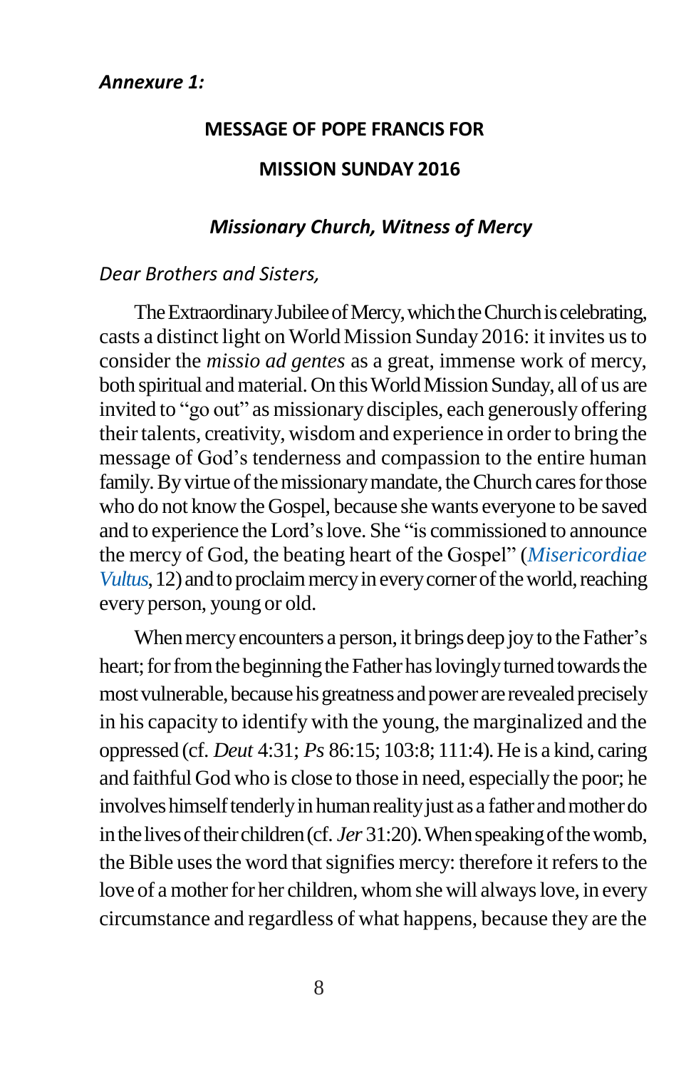*Annexure 1:*

## MESSAGE OF POPE FRANCIS FOR MISSION SUNDAY 2016

### *Missionary Church, Witness of Mercy*

*Dear Brothers and Sisters,*

The Extraordinary Jubilee of Mercy, which the Church is celebrating, casts a distinct light on World Mission Sunday 2016: it invites us to consider the *missio ad gentes* as a great, immense work of mercy, both spiritual and material. On this World Mission Sunday, all of us are invited to "go out" as missionary disciples, each generously offering their talents, creativity, wisdom and experience in order to bring the message of God's tenderness and compassion to the entire human family. By virtue of the missionary mandate, the Church cares for those who do not know the Gospel, because she wants everyone to be saved and to experience the Lord's love. She "is commissioned to announce the mercy of God, the beating heart of the Gospel" (*Misericordiae Vultus*, 12) and to proclaim mercy in every corner of the world, reaching every person, young or old.

When mercy encounters a person, it brings deep joy to the Father's heart; for from the beginning the Father has lovingly turned towards the most vulnerable, because his greatness and power are revealed precisely in his capacity to identify with the young, the marginalized and the oppressed (cf. *Deut* 4:31; *Ps* 86:15; 103:8; 111:4). He is a kind, caring and faithful God who is close to those in need, especially the poor; he involves himself tenderly in human reality just as a father and mother do in the lives of their children (cf. *Jer* 31:20). When speaking of the womb, the Bible uses the word that signifies mercy: therefore it refers to the love of a mother for her children, whom she will always love, in every circumstance and regardless of what happens, because they are the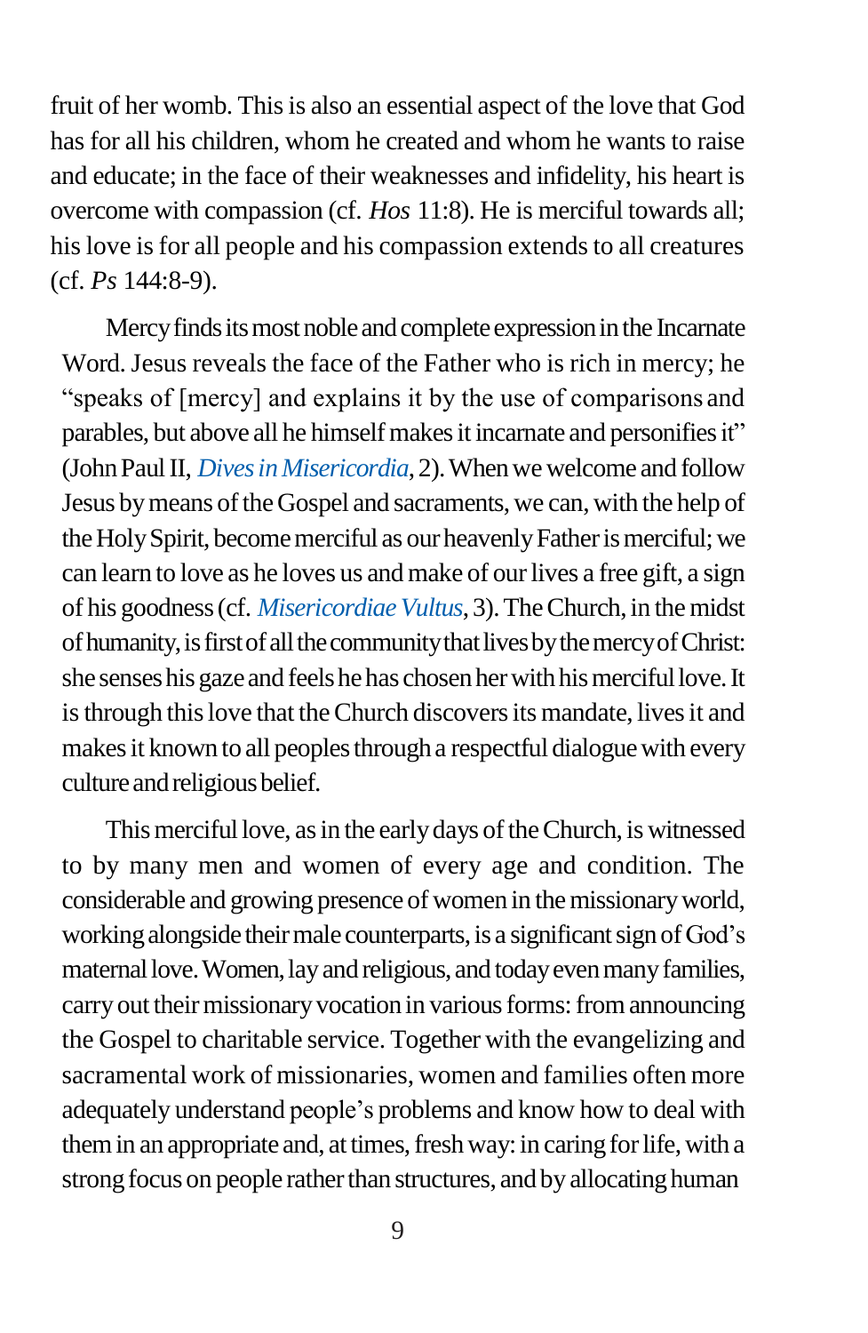fruit of her womb. This is also an essential aspect of the love that God has for all his children, whom he created and whom he wants to raise and educate; in the face of their weaknesses and infidelity, his heart is overcome with compassion (cf. *Hos* 11:8). He is merciful towards all; his love is for all people and his compassion extends to all creatures (cf. *Ps* 144:8-9).

Mercy finds its most noble and complete expression in the Incarnate Word. Jesus reveals the face of the Father who is rich in mercy; he "speaks of [mercy] and explains it by the use of comparisons and parables, but above all he himself makes it incarnate and personifies it" (John Paul II, *Dives in Misericordia*, 2). When we welcome and follow Jesus by means of the Gospel and sacraments, we can, with the help of the Holy Spirit, become merciful as our heavenly Father is merciful; we can learn to love as he loves us and make of our lives a free gift, a sign of his goodness (cf. *Misericordiae Vultus*, 3). The Church, in the midst of humanity, is first of all the community that lives by the mercy of Christ: she senses his gaze and feels he has chosen her with his merciful love. It is through this love that the Church discovers its mandate, lives it and makes it known to all peoples through a respectful dialogue with every culture and religious belief.

This merciful love, as in the early days of the Church, is witnessed to by many men and women of every age and condition. The considerable and growing presence of women in the missionary world, working alongside their male counterparts, is a significant sign of God's maternal love. Women, lay and religious, and today even many families, carry out their missionary vocation in various forms: from announcing the Gospel to charitable service. Together with the evangelizing and sacramental work of missionaries, women and families often more adequately understand people's problems and know how to deal with them in an appropriate and, at times, fresh way: in caring for life, with a strong focus on people rather than structures, and by allocating human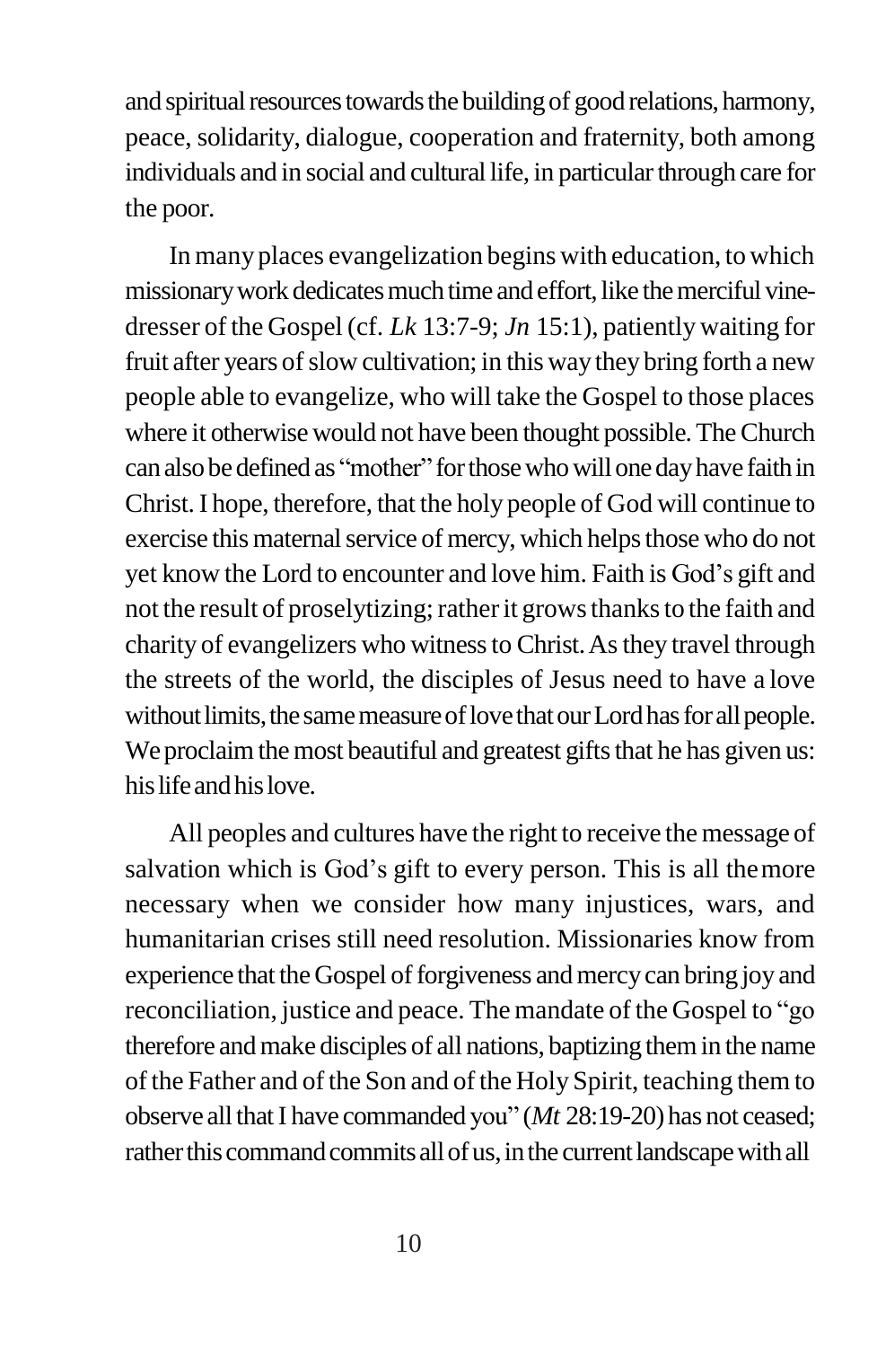and spiritual resources towards the building of good relations, harmony, peace, solidarity, dialogue, cooperation and fraternity, both among individuals and in social and cultural life, in particular through care for the poor.

In many places evangelization begins with education, to which missionary work dedicates much time and effort, like the merciful vine-dresser of the Gospel (cf. *Lk* 13:7-9; *Jn* 15:1), patiently waiting for fruit after years of slow cultivation; in this way they bring forth a new people able to evangelize, who will take the Gospel to those places where it otherwise would not have been thought possible. The Church can also be defined as "mother" for those who will one day have faith in Christ. I hope, therefore, that the holy people of God will continue to exercise this maternal service of mercy, which helps those who do not yet know the Lord to encounter and love him. Faith is God's gift and not the result of proselytizing; rather it grows thanks to the faith and charity of evangelizers who witness to Christ. As they travel through the streets of the world, the disciples of Jesus need to have a love without limits, the same measure of love that our Lord has for all people. We proclaim the most beautiful and greatest gifts that he has given us: his life and his love.

All peoples and cultures have the right to receive the message of salvation which is God's gift to every person. This is all the more necessary when we consider how many injustices, wars, and humanitarian crises still need resolution. Missionaries know from experience that the Gospel of forgiveness and mercy can bring joy and reconciliation, justice and peace. The mandate of the Gospel to "go therefore and make disciples of all nations, baptizing them in the name of the Father and of the Son and of the Holy Spirit, teaching them to observe all that I have commanded you" (*Mt* 28:19-20) has not ceased; rather this command commits all of us, in the current landscape with all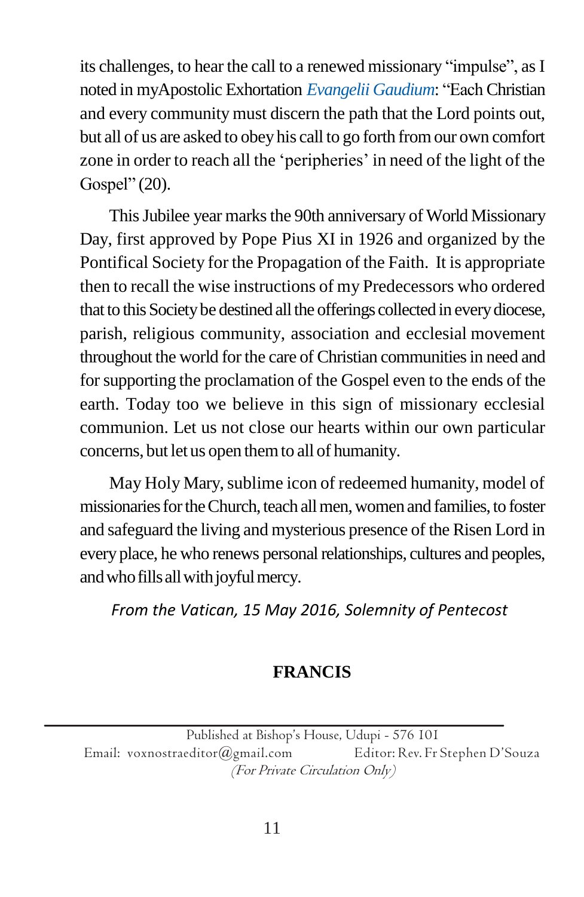its challenges, to hear the call to a renewed missionary "impulse", as I noted in myApostolic Exhortation *Evangelii Gaudium*: "Each Christian and every community must discern the path that the Lord points out, but all of us are asked to obey his call to go forth from our own comfort zone in order to reach all the 'peripheries' in need of the light of the Gospel" (20).

This Jubilee year marks the 90th anniversary of World Missionary Day, first approved by Pope Pius XI in 1926 and organized by the Pontifical Society for the Propagation of the Faith. It is appropriate then to recall the wise instructions of my Predecessors who ordered that to this Society be destined all the offerings collected in every diocese, parish, religious community, association and ecclesial movement throughout the world for the care of Christian communities in need and for supporting the proclamation of the Gospel even to the ends of the earth. Today too we believe in this sign of missionary ecclesial communion. Let us not close our hearts within our own particular concerns, but let us open them to all of humanity.

May Holy Mary, sublime icon of redeemed humanity, model of missionaries for the Church, teach all men, women and families, to foster and safeguard the living and mysterious presence of the Risen Lord in every place, he who renews personal relationships, cultures and peoples, and who fills all with joyful mercy.

*From the Vatican, 15 May 2016, Solemnity of Pentecost*

**FRANCIS**

---

Published at Bishop's House, Udupi - 576 101

Email: voxnostraeditor@gmail.com Editor: Rev. Fr Stephen D'Souza

*(For Private Circulation Only)*